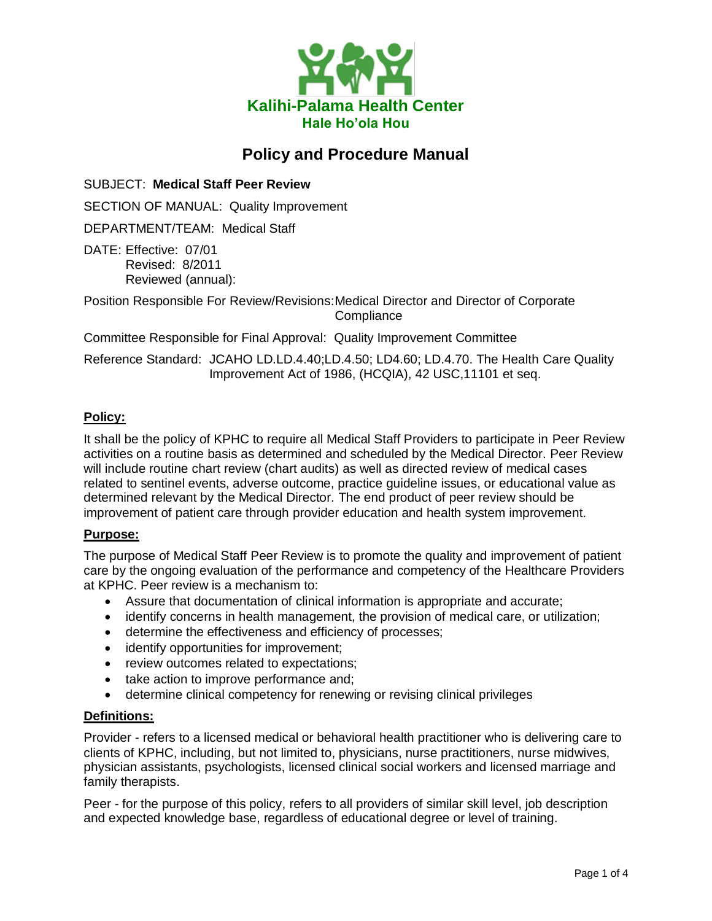**Kalihi-Palama Health Center**
**Hale Ho'ola Hou**

# Policy and Procedure Manual

SUBJECT: **Medical Staff Peer Review**

SECTION OF MANUAL: Quality Improvement

DEPARTMENT/TEAM: Medical Staff

DATE: Effective: 07/01
Revised: 8/2011
Reviewed (annual):

Position Responsible For Review/Revisions: Medical Director and Director of Corporate Compliance

Committee Responsible for Final Approval: Quality Improvement Committee

Reference Standard: JCAHO LD.LD.4.40;LD.4.50; LD4.60; LD.4.70. The Health Care Quality Improvement Act of 1986, (HCQIA), 42 USC,11101 et seq.

## Policy:

It shall be the policy of KPHC to require all Medical Staff Providers to participate in Peer Review activities on a routine basis as determined and scheduled by the Medical Director. Peer Review will include routine chart review (chart audits) as well as directed review of medical cases related to sentinel events, adverse outcome, practice guideline issues, or educational value as determined relevant by the Medical Director. The end product of peer review should be improvement of patient care through provider education and health system improvement.

## Purpose:

The purpose of Medical Staff Peer Review is to promote the quality and improvement of patient care by the ongoing evaluation of the performance and competency of the Healthcare Providers at KPHC. Peer review is a mechanism to:

- Assure that documentation of clinical information is appropriate and accurate;
- identify concerns in health management, the provision of medical care, or utilization;
- determine the effectiveness and efficiency of processes;
- identify opportunities for improvement;
- review outcomes related to expectations;
- take action to improve performance and;
- determine clinical competency for renewing or revising clinical privileges

## Definitions:

Provider - refers to a licensed medical or behavioral health practitioner who is delivering care to clients of KPHC, including, but not limited to, physicians, nurse practitioners, nurse midwives, physician assistants, psychologists, licensed clinical social workers and licensed marriage and family therapists.

Peer - for the purpose of this policy, refers to all providers of similar skill level, job description and expected knowledge base, regardless of educational degree or level of training.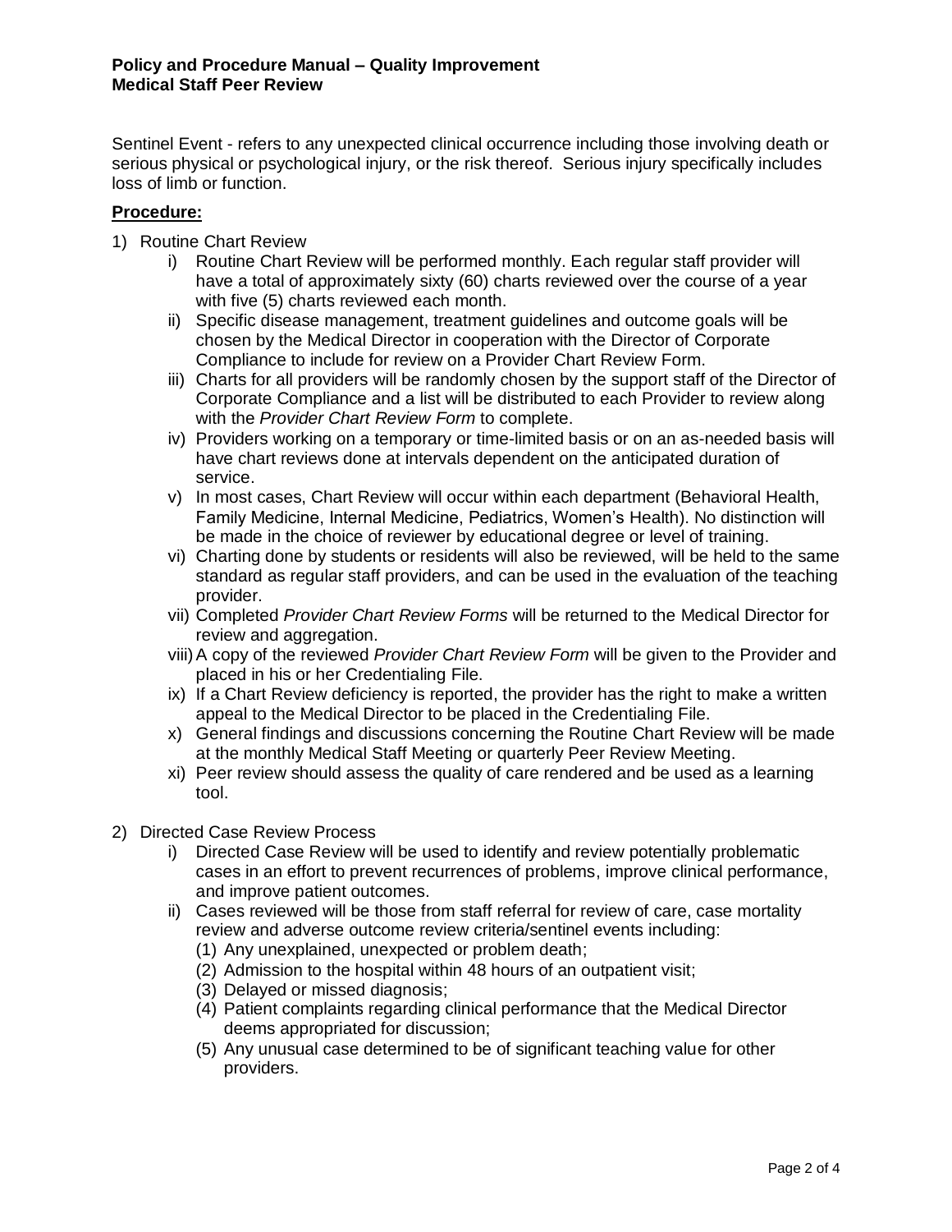Sentinel Event - refers to any unexpected clinical occurrence including those involving death or serious physical or psychological injury, or the risk thereof. Serious injury specifically includes loss of limb or function.

**Procedure:**

1) Routine Chart Review
   i) Routine Chart Review will be performed monthly. Each regular staff provider will have a total of approximately sixty (60) charts reviewed over the course of a year with five (5) charts reviewed each month.
   ii) Specific disease management, treatment guidelines and outcome goals will be chosen by the Medical Director in cooperation with the Director of Corporate Compliance to include for review on a Provider Chart Review Form.
   iii) Charts for all providers will be randomly chosen by the support staff of the Director of Corporate Compliance and a list will be distributed to each Provider to review along with the *Provider Chart Review Form* to complete.
   iv) Providers working on a temporary or time-limited basis or on an as-needed basis will have chart reviews done at intervals dependent on the anticipated duration of service.
   v) In most cases, Chart Review will occur within each department (Behavioral Health, Family Medicine, Internal Medicine, Pediatrics, Women's Health). No distinction will be made in the choice of reviewer by educational degree or level of training.
   vi) Charting done by students or residents will also be reviewed, will be held to the same standard as regular staff providers, and can be used in the evaluation of the teaching provider.
   vii) Completed *Provider Chart Review Forms* will be returned to the Medical Director for review and aggregation.
   viii) A copy of the reviewed *Provider Chart Review Form* will be given to the Provider and placed in his or her Credentialing File.
   ix) If a Chart Review deficiency is reported, the provider has the right to make a written appeal to the Medical Director to be placed in the Credentialing File.
   x) General findings and discussions concerning the Routine Chart Review will be made at the monthly Medical Staff Meeting or quarterly Peer Review Meeting.
   xi) Peer review should assess the quality of care rendered and be used as a learning tool.

2) Directed Case Review Process
   i) Directed Case Review will be used to identify and review potentially problematic cases in an effort to prevent recurrences of problems, improve clinical performance, and improve patient outcomes.
   ii) Cases reviewed will be those from staff referral for review of care, case mortality review and adverse outcome review criteria/sentinel events including:
      (1) Any unexplained, unexpected or problem death;
      (2) Admission to the hospital within 48 hours of an outpatient visit;
      (3) Delayed or missed diagnosis;
      (4) Patient complaints regarding clinical performance that the Medical Director deems appropriated for discussion;
      (5) Any unusual case determined to be of significant teaching value for other providers.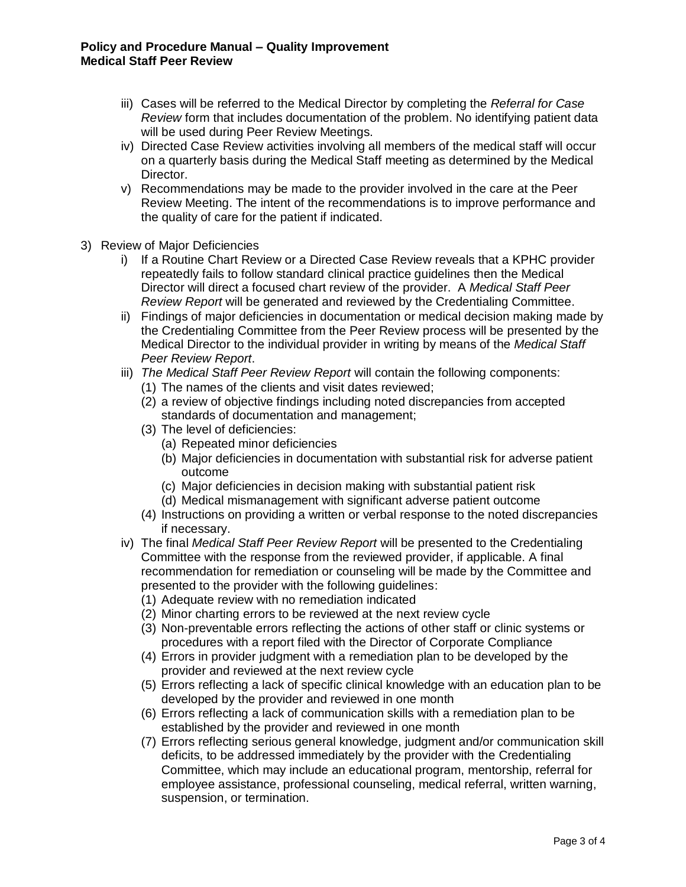iii) Cases will be referred to the Medical Director by completing the *Referral for Case Review* form that includes documentation of the problem. No identifying patient data will be used during Peer Review Meetings.

iv) Directed Case Review activities involving all members of the medical staff will occur on a quarterly basis during the Medical Staff meeting as determined by the Medical Director.

v) Recommendations may be made to the provider involved in the care at the Peer Review Meeting. The intent of the recommendations is to improve performance and the quality of care for the patient if indicated.

3) Review of Major Deficiencies

   i) If a Routine Chart Review or a Directed Case Review reveals that a KPHC provider repeatedly fails to follow standard clinical practice guidelines then the Medical Director will direct a focused chart review of the provider. A *Medical Staff Peer Review Report* will be generated and reviewed by the Credentialing Committee.

   ii) Findings of major deficiencies in documentation or medical decision making made by the Credentialing Committee from the Peer Review process will be presented by the Medical Director to the individual provider in writing by means of the *Medical Staff Peer Review Report*.

   iii) *The Medical Staff Peer Review Report* will contain the following components:
      (1) The names of the clients and visit dates reviewed;
      (2) a review of objective findings including noted discrepancies from accepted standards of documentation and management;
      (3) The level of deficiencies:
         (a) Repeated minor deficiencies
         (b) Major deficiencies in documentation with substantial risk for adverse patient outcome
         (c) Major deficiencies in decision making with substantial patient risk
         (d) Medical mismanagement with significant adverse patient outcome
      (4) Instructions on providing a written or verbal response to the noted discrepancies if necessary.

   iv) The final *Medical Staff Peer Review Report* will be presented to the Credentialing Committee with the response from the reviewed provider, if applicable. A final recommendation for remediation or counseling will be made by the Committee and presented to the provider with the following guidelines:
      (1) Adequate review with no remediation indicated
      (2) Minor charting errors to be reviewed at the next review cycle
      (3) Non-preventable errors reflecting the actions of other staff or clinic systems or procedures with a report filed with the Director of Corporate Compliance
      (4) Errors in provider judgment with a remediation plan to be developed by the provider and reviewed at the next review cycle
      (5) Errors reflecting a lack of specific clinical knowledge with an education plan to be developed by the provider and reviewed in one month
      (6) Errors reflecting a lack of communication skills with a remediation plan to be established by the provider and reviewed in one month
      (7) Errors reflecting serious general knowledge, judgment and/or communication skill deficits, to be addressed immediately by the provider with the Credentialing Committee, which may include an educational program, mentorship, referral for employee assistance, professional counseling, medical referral, written warning, suspension, or termination.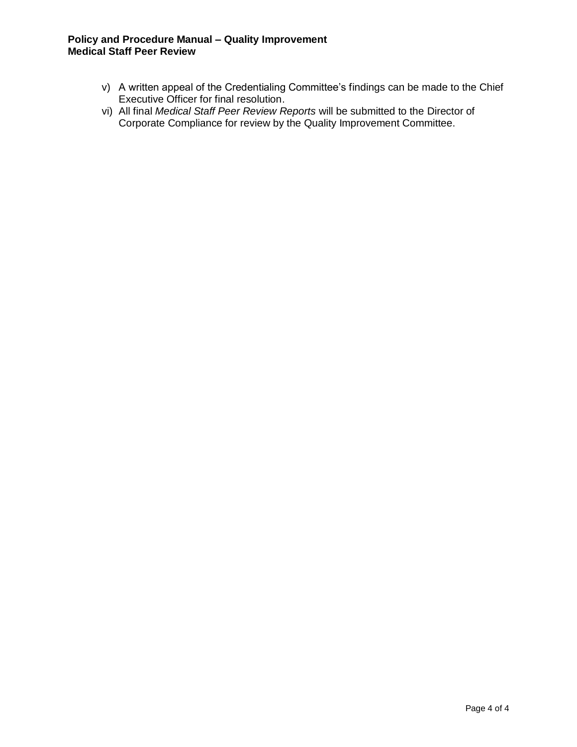v) A written appeal of the Credentialing Committee's findings can be made to the Chief Executive Officer for final resolution.
vi) All final *Medical Staff Peer Review Reports* will be submitted to the Director of Corporate Compliance for review by the Quality Improvement Committee.